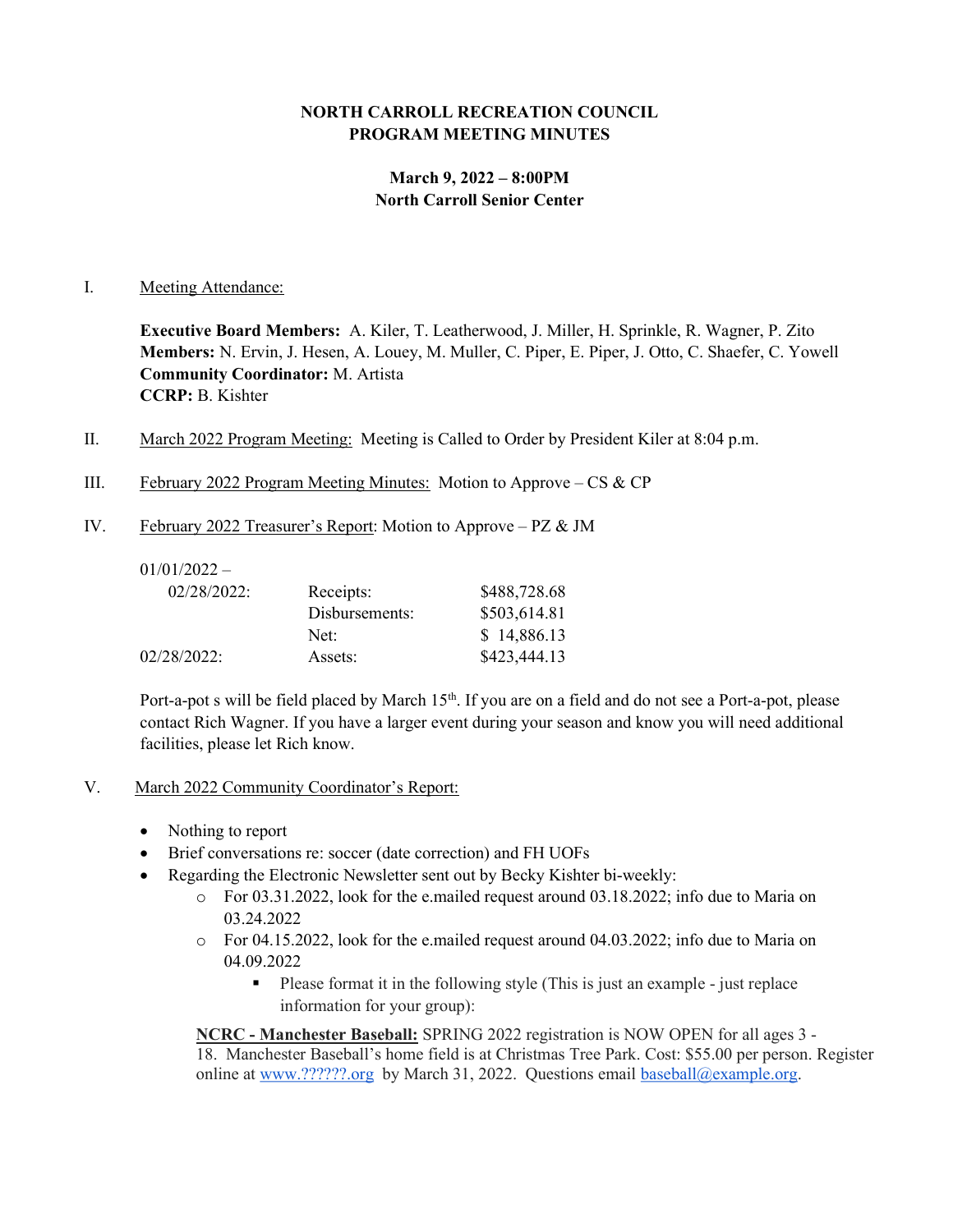# NORTH CARROLL RECREATION COUNCIL
# PROGRAM MEETING MINUTES

### March 9, 2022 – 8:00PM
### North Carroll Senior Center

I. Meeting Attendance:

**Executive Board Members:** A. Kiler, T. Leatherwood, J. Miller, H. Sprinkle, R. Wagner, P. Zito
**Members:** N. Ervin, J. Hesen, A. Louey, M. Muller, C. Piper, E. Piper, J. Otto, C. Shaefer, C. Yowell
**Community Coordinator:** M. Artista
**CCRP:** B. Kishter

II. March 2022 Program Meeting: Meeting is Called to Order by President Kiler at 8:04 p.m.

III. February 2022 Program Meeting Minutes: Motion to Approve – CS & CP

IV. February 2022 Treasurer's Report: Motion to Approve – PZ & JM

| | | |
|---|---|---|
| 01/01/2022 – 02/28/2022: | Receipts: | $488,728.68 |
| | Disbursements: | $503,614.81 |
| | Net: | $ 14,886.13 |
| 02/28/2022: | Assets: | $423,444.13 |

Port-a-pot s will be field placed by March 15th. If you are on a field and do not see a Port-a-pot, please contact Rich Wagner. If you have a larger event during your season and know you will need additional facilities, please let Rich know.

V. March 2022 Community Coordinator's Report:

- Nothing to report
- Brief conversations re: soccer (date correction) and FH UOFs
- Regarding the Electronic Newsletter sent out by Becky Kishter bi-weekly:
  - For 03.31.2022, look for the e.mailed request around 03.18.2022; info due to Maria on 03.24.2022
  - For 04.15.2022, look for the e.mailed request around 04.03.2022; info due to Maria on 04.09.2022
    - Please format it in the following style (This is just an example - just replace information for your group):

**NCRC - Manchester Baseball:** SPRING 2022 registration is NOW OPEN for all ages 3 - 18. Manchester Baseball's home field is at Christmas Tree Park. Cost: $55.00 per person. Register online at www.??????.org by March 31, 2022. Questions email baseball@example.org.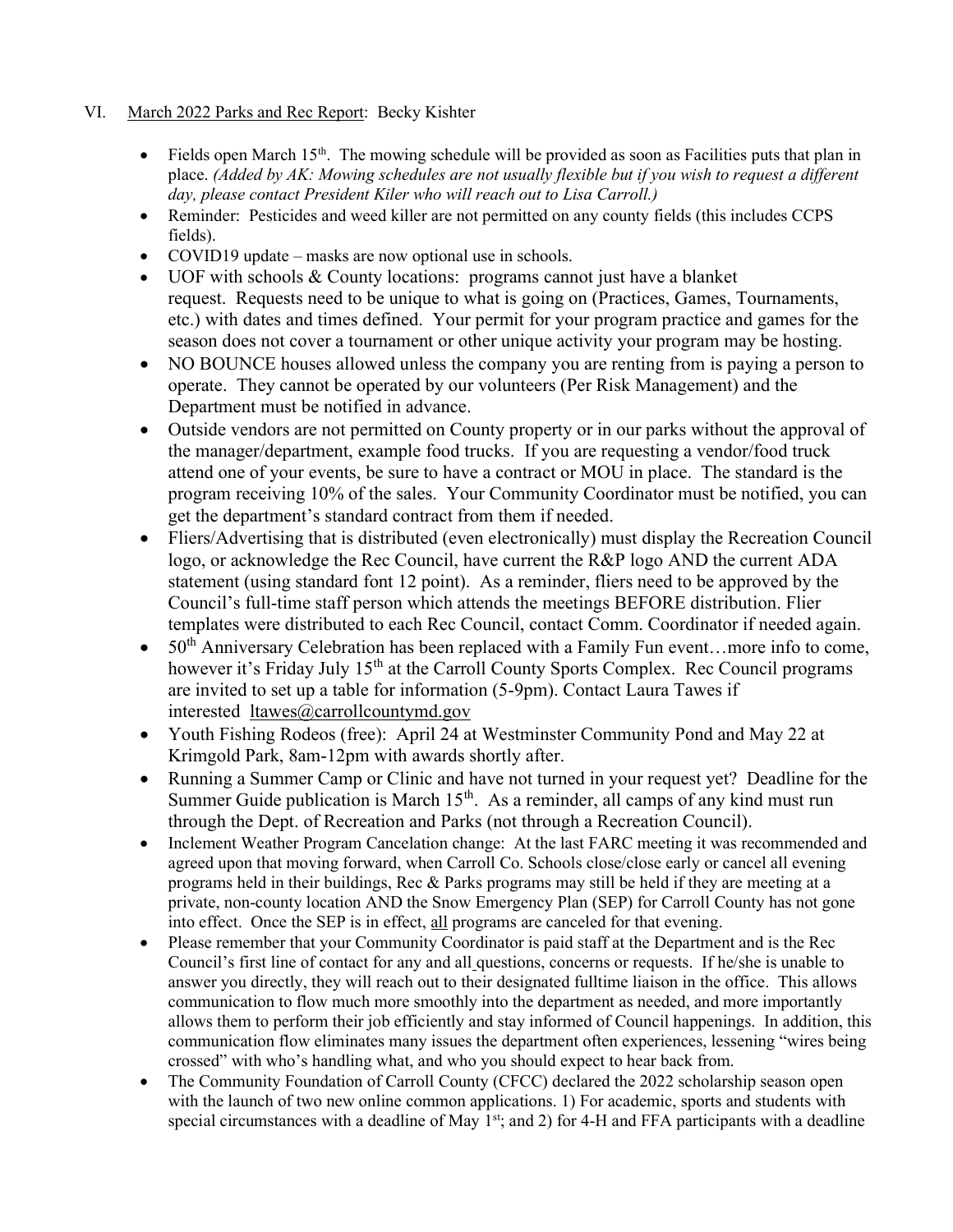VI. <u>March 2022 Parks and Rec Report</u>: Becky Kishter

- Fields open March 15th. The mowing schedule will be provided as soon as Facilities puts that plan in place. *(Added by AK: Mowing schedules are not usually flexible but if you wish to request a different day, please contact President Kiler who will reach out to Lisa Carroll.)*
- Reminder: Pesticides and weed killer are not permitted on any county fields (this includes CCPS fields).
- COVID19 update – masks are now optional use in schools.
- UOF with schools & County locations: programs cannot just have a blanket request. Requests need to be unique to what is going on (Practices, Games, Tournaments, etc.) with dates and times defined. Your permit for your program practice and games for the season does not cover a tournament or other unique activity your program may be hosting.
- NO BOUNCE houses allowed unless the company you are renting from is paying a person to operate. They cannot be operated by our volunteers (Per Risk Management) and the Department must be notified in advance.
- Outside vendors are not permitted on County property or in our parks without the approval of the manager/department, example food trucks. If you are requesting a vendor/food truck attend one of your events, be sure to have a contract or MOU in place. The standard is the program receiving 10% of the sales. Your Community Coordinator must be notified, you can get the department's standard contract from them if needed.
- Fliers/Advertising that is distributed (even electronically) must display the Recreation Council logo, or acknowledge the Rec Council, have current the R&P logo AND the current ADA statement (using standard font 12 point). As a reminder, fliers need to be approved by the Council's full-time staff person which attends the meetings BEFORE distribution. Flier templates were distributed to each Rec Council, contact Comm. Coordinator if needed again.
- 50th Anniversary Celebration has been replaced with a Family Fun event…more info to come, however it's Friday July 15th at the Carroll County Sports Complex. Rec Council programs are invited to set up a table for information (5-9pm). Contact Laura Tawes if interested ltawes@carrollcountymd.gov
- Youth Fishing Rodeos (free): April 24 at Westminster Community Pond and May 22 at Krimgold Park, 8am-12pm with awards shortly after.
- Running a Summer Camp or Clinic and have not turned in your request yet? Deadline for the Summer Guide publication is March 15th. As a reminder, all camps of any kind must run through the Dept. of Recreation and Parks (not through a Recreation Council).
- Inclement Weather Program Cancelation change: At the last FARC meeting it was recommended and agreed upon that moving forward, when Carroll Co. Schools close/close early or cancel all evening programs held in their buildings, Rec & Parks programs may still be held if they are meeting at a private, non-county location AND the Snow Emergency Plan (SEP) for Carroll County has not gone into effect. Once the SEP is in effect, <u>all</u> programs are canceled for that evening.
- Please remember that your Community Coordinator is paid staff at the Department and is the Rec Council's first line of contact for any and all questions, concerns or requests. If he/she is unable to answer you directly, they will reach out to their designated fulltime liaison in the office. This allows communication to flow much more smoothly into the department as needed, and more importantly allows them to perform their job efficiently and stay informed of Council happenings. In addition, this communication flow eliminates many issues the department often experiences, lessening "wires being crossed" with who's handling what, and who you should expect to hear back from.
- The Community Foundation of Carroll County (CFCC) declared the 2022 scholarship season open with the launch of two new online common applications. 1) For academic, sports and students with special circumstances with a deadline of May 1st; and 2) for 4-H and FFA participants with a deadline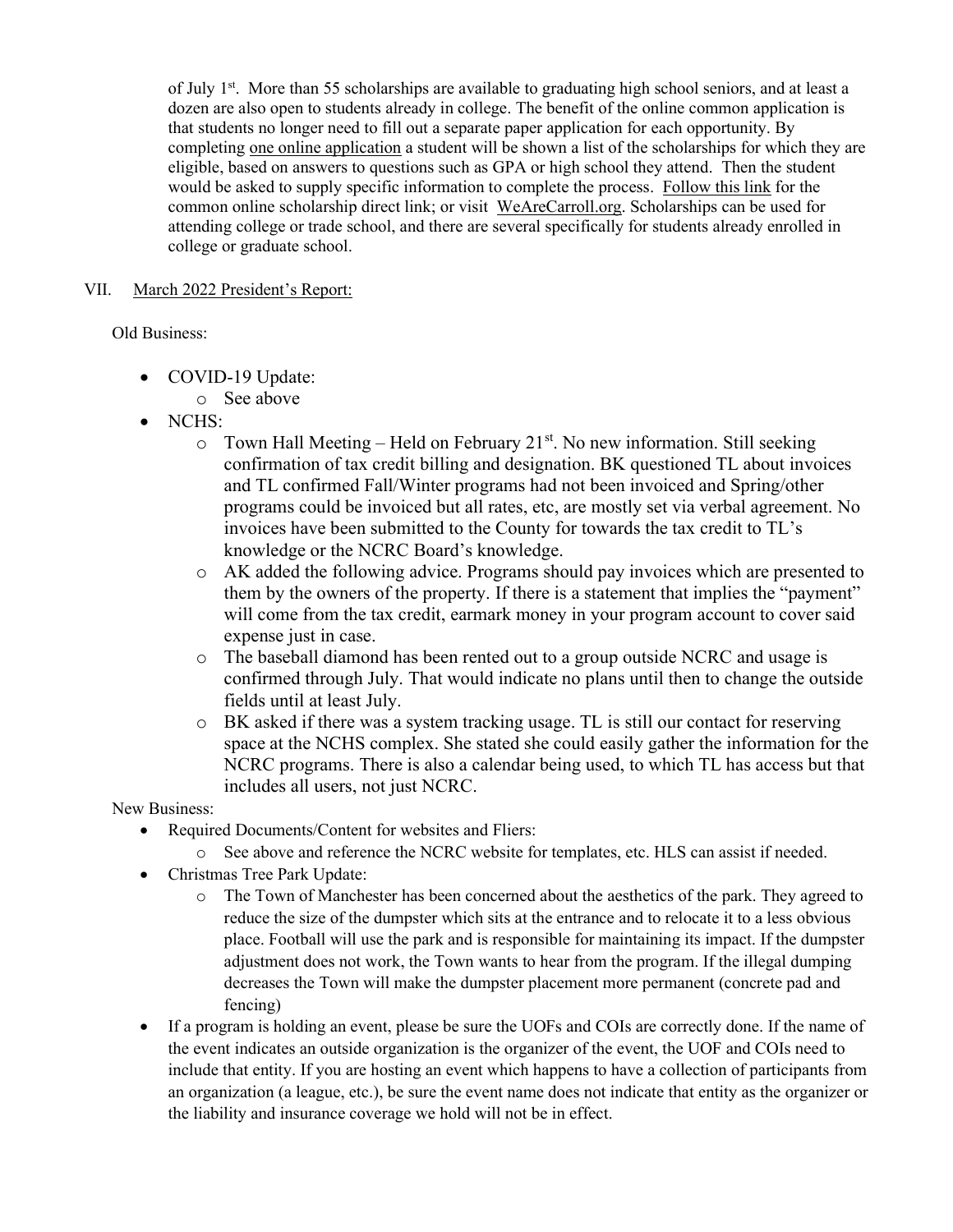of July 1st. More than 55 scholarships are available to graduating high school seniors, and at least a dozen are also open to students already in college. The benefit of the online common application is that students no longer need to fill out a separate paper application for each opportunity. By completing one online application a student will be shown a list of the scholarships for which they are eligible, based on answers to questions such as GPA or high school they attend. Then the student would be asked to supply specific information to complete the process. Follow this link for the common online scholarship direct link; or visit WeAreCarroll.org. Scholarships can be used for attending college or trade school, and there are several specifically for students already enrolled in college or graduate school.

VII. March 2022 President's Report:

Old Business:

- COVID-19 Update:
  - See above
- NCHS:
  - Town Hall Meeting – Held on February 21st. No new information. Still seeking confirmation of tax credit billing and designation. BK questioned TL about invoices and TL confirmed Fall/Winter programs had not been invoiced and Spring/other programs could be invoiced but all rates, etc, are mostly set via verbal agreement. No invoices have been submitted to the County for towards the tax credit to TL's knowledge or the NCRC Board's knowledge.
  - AK added the following advice. Programs should pay invoices which are presented to them by the owners of the property. If there is a statement that implies the "payment" will come from the tax credit, earmark money in your program account to cover said expense just in case.
  - The baseball diamond has been rented out to a group outside NCRC and usage is confirmed through July. That would indicate no plans until then to change the outside fields until at least July.
  - BK asked if there was a system tracking usage. TL is still our contact for reserving space at the NCHS complex. She stated she could easily gather the information for the NCRC programs. There is also a calendar being used, to which TL has access but that includes all users, not just NCRC.

New Business:

- Required Documents/Content for websites and Fliers:
  - See above and reference the NCRC website for templates, etc. HLS can assist if needed.
- Christmas Tree Park Update:
  - The Town of Manchester has been concerned about the aesthetics of the park. They agreed to reduce the size of the dumpster which sits at the entrance and to relocate it to a less obvious place. Football will use the park and is responsible for maintaining its impact. If the dumpster adjustment does not work, the Town wants to hear from the program. If the illegal dumping decreases the Town will make the dumpster placement more permanent (concrete pad and fencing)
- If a program is holding an event, please be sure the UOFs and COIs are correctly done. If the name of the event indicates an outside organization is the organizer of the event, the UOF and COIs need to include that entity. If you are hosting an event which happens to have a collection of participants from an organization (a league, etc.), be sure the event name does not indicate that entity as the organizer or the liability and insurance coverage we hold will not be in effect.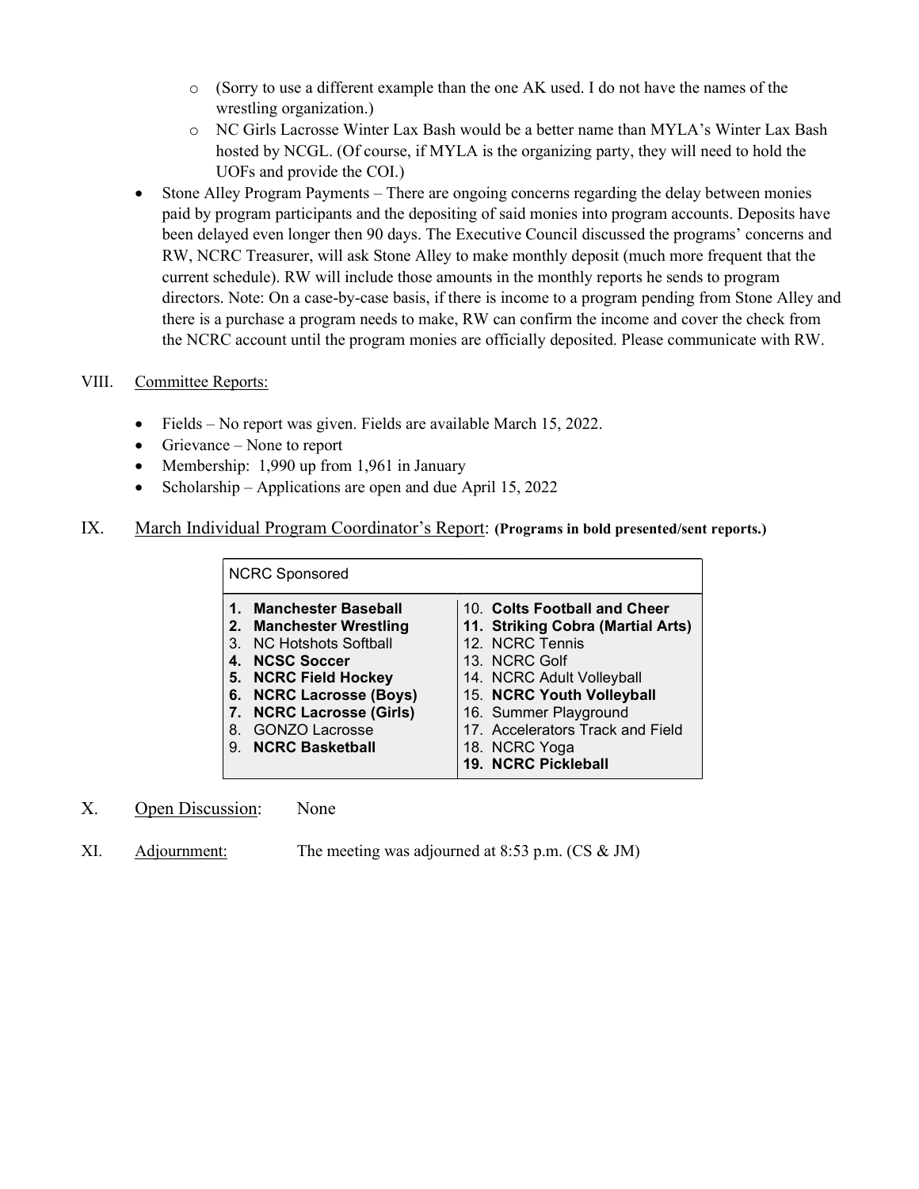- (Sorry to use a different example than the one AK used. I do not have the names of the wrestling organization.)
    - NC Girls Lacrosse Winter Lax Bash would be a better name than MYLA's Winter Lax Bash hosted by NCGL. (Of course, if MYLA is the organizing party, they will need to hold the UOFs and provide the COI.)
- Stone Alley Program Payments – There are ongoing concerns regarding the delay between monies paid by program participants and the depositing of said monies into program accounts. Deposits have been delayed even longer then 90 days. The Executive Council discussed the programs' concerns and RW, NCRC Treasurer, will ask Stone Alley to make monthly deposit (much more frequent that the current schedule). RW will include those amounts in the monthly reports he sends to program directors. Note: On a case-by-case basis, if there is income to a program pending from Stone Alley and there is a purchase a program needs to make, RW can confirm the income and cover the check from the NCRC account until the program monies are officially deposited. Please communicate with RW.

## VIII. Committee Reports:

- Fields – No report was given. Fields are available March 15, 2022.
- Grievance – None to report
- Membership: 1,990 up from 1,961 in January
- Scholarship – Applications are open and due April 15, 2022

## IX. March Individual Program Coordinator's Report: **(Programs in bold presented/sent reports.)**

| NCRC Sponsored | |
|---|---|
| **1. Manchester Baseball** | 10. **Colts Football and Cheer** |
| **2. Manchester Wrestling** | **11. Striking Cobra (Martial Arts)** |
| 3. NC Hotshots Softball | 12. NCRC Tennis |
| **4. NCSC Soccer** | 13. NCRC Golf |
| **5. NCRC Field Hockey** | 14. NCRC Adult Volleyball |
| **6. NCRC Lacrosse (Boys)** | 15. **NCRC Youth Volleyball** |
| **7. NCRC Lacrosse (Girls)** | 16. Summer Playground |
| 8. GONZO Lacrosse | 17. Accelerators Track and Field |
| 9. **NCRC Basketball** | 18. NCRC Yoga |
| | **19. NCRC Pickleball** |

## X. Open Discussion: None

## XI. Adjournment: The meeting was adjourned at 8:53 p.m. (CS & JM)